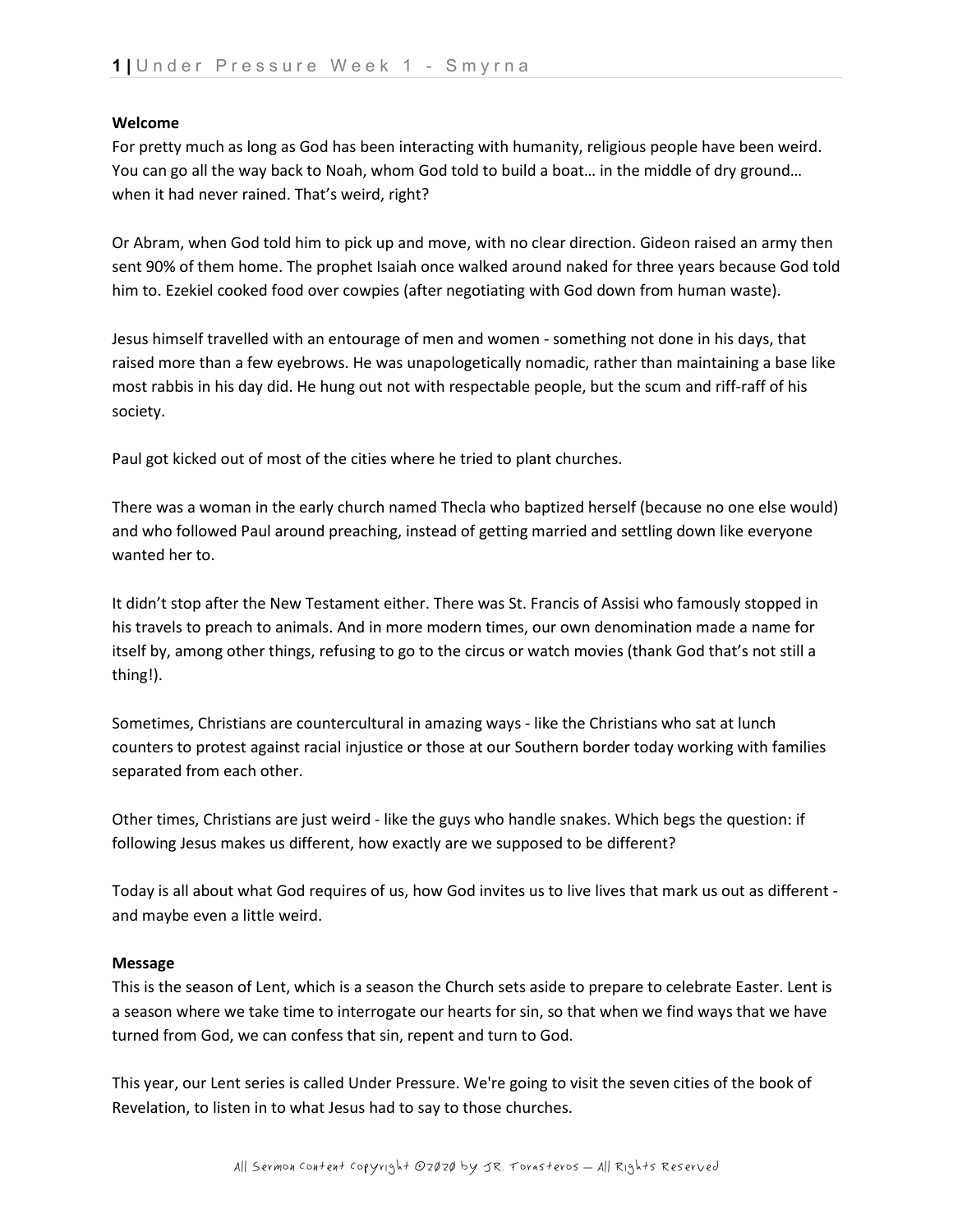**Welcome**

For pretty much as long as God has been interacting with humanity, religious people have been weird. You can go all the way back to Noah, whom God told to build a boat… in the middle of dry ground… when it had never rained. That's weird, right?

Or Abram, when God told him to pick up and move, with no clear direction. Gideon raised an army then sent 90% of them home. The prophet Isaiah once walked around naked for three years because God told him to. Ezekiel cooked food over cowpies (after negotiating with God down from human waste).

Jesus himself travelled with an entourage of men and women - something not done in his days, that raised more than a few eyebrows. He was unapologetically nomadic, rather than maintaining a base like most rabbis in his day did. He hung out not with respectable people, but the scum and riff-raff of his society.

Paul got kicked out of most of the cities where he tried to plant churches.

There was a woman in the early church named Thecla who baptized herself (because no one else would) and who followed Paul around preaching, instead of getting married and settling down like everyone wanted her to.

It didn't stop after the New Testament either. There was St. Francis of Assisi who famously stopped in his travels to preach to animals. And in more modern times, our own denomination made a name for itself by, among other things, refusing to go to the circus or watch movies (thank God that's not still a thing!).

Sometimes, Christians are countercultural in amazing ways - like the Christians who sat at lunch counters to protest against racial injustice or those at our Southern border today working with families separated from each other.

Other times, Christians are just weird - like the guys who handle snakes. Which begs the question: if following Jesus makes us different, how exactly are we supposed to be different?

Today is all about what God requires of us, how God invites us to live lives that mark us out as different - and maybe even a little weird.

**Message**

This is the season of Lent, which is a season the Church sets aside to prepare to celebrate Easter. Lent is a season where we take time to interrogate our hearts for sin, so that when we find ways that we have turned from God, we can confess that sin, repent and turn to God.

This year, our Lent series is called Under Pressure. We're going to visit the seven cities of the book of Revelation, to listen in to what Jesus had to say to those churches.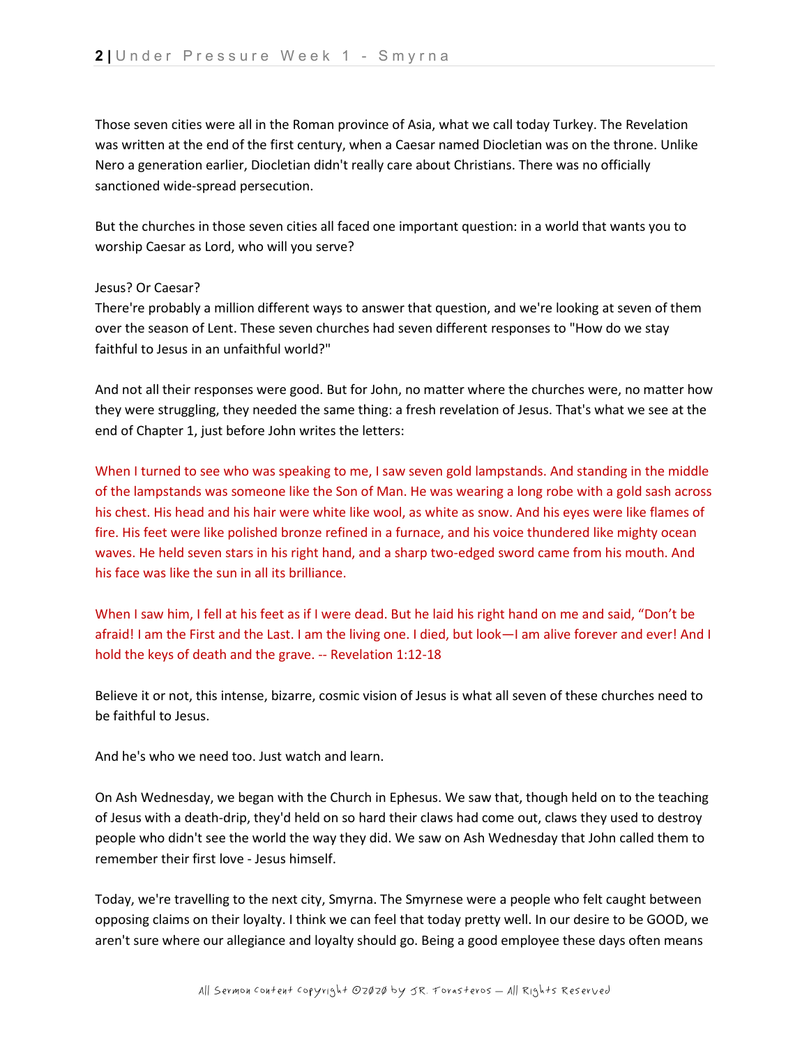Those seven cities were all in the Roman province of Asia, what we call today Turkey. The Revelation was written at the end of the first century, when a Caesar named Diocletian was on the throne. Unlike Nero a generation earlier, Diocletian didn't really care about Christians. There was no officially sanctioned wide-spread persecution.

But the churches in those seven cities all faced one important question: in a world that wants you to worship Caesar as Lord, who will you serve?

Jesus? Or Caesar?
There're probably a million different ways to answer that question, and we're looking at seven of them over the season of Lent. These seven churches had seven different responses to "How do we stay faithful to Jesus in an unfaithful world?"

And not all their responses were good. But for John, no matter where the churches were, no matter how they were struggling, they needed the same thing: a fresh revelation of Jesus. That's what we see at the end of Chapter 1, just before John writes the letters:

When I turned to see who was speaking to me, I saw seven gold lampstands. And standing in the middle of the lampstands was someone like the Son of Man. He was wearing a long robe with a gold sash across his chest. His head and his hair were white like wool, as white as snow. And his eyes were like flames of fire. His feet were like polished bronze refined in a furnace, and his voice thundered like mighty ocean waves. He held seven stars in his right hand, and a sharp two-edged sword came from his mouth. And his face was like the sun in all its brilliance.

When I saw him, I fell at his feet as if I were dead. But he laid his right hand on me and said, "Don't be afraid! I am the First and the Last. I am the living one. I died, but look—I am alive forever and ever! And I hold the keys of death and the grave. -- Revelation 1:12-18

Believe it or not, this intense, bizarre, cosmic vision of Jesus is what all seven of these churches need to be faithful to Jesus.

And he's who we need too. Just watch and learn.

On Ash Wednesday, we began with the Church in Ephesus. We saw that, though held on to the teaching of Jesus with a death-drip, they'd held on so hard their claws had come out, claws they used to destroy people who didn't see the world the way they did. We saw on Ash Wednesday that John called them to remember their first love - Jesus himself.

Today, we're travelling to the next city, Smyrna. The Smyrnese were a people who felt caught between opposing claims on their loyalty. I think we can feel that today pretty well. In our desire to be GOOD, we aren't sure where our allegiance and loyalty should go. Being a good employee these days often means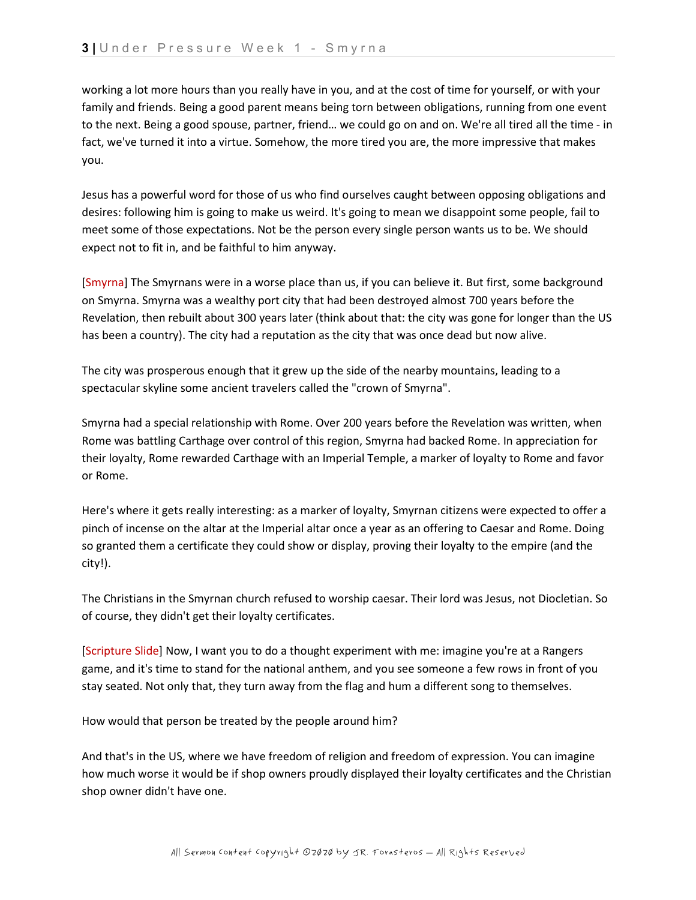working a lot more hours than you really have in you, and at the cost of time for yourself, or with your family and friends. Being a good parent means being torn between obligations, running from one event to the next. Being a good spouse, partner, friend… we could go on and on. We're all tired all the time - in fact, we've turned it into a virtue. Somehow, the more tired you are, the more impressive that makes you.

Jesus has a powerful word for those of us who find ourselves caught between opposing obligations and desires: following him is going to make us weird. It's going to mean we disappoint some people, fail to meet some of those expectations. Not be the person every single person wants us to be. We should expect not to fit in, and be faithful to him anyway.

[Smyrna] The Smyrnans were in a worse place than us, if you can believe it. But first, some background on Smyrna. Smyrna was a wealthy port city that had been destroyed almost 700 years before the Revelation, then rebuilt about 300 years later (think about that: the city was gone for longer than the US has been a country). The city had a reputation as the city that was once dead but now alive.

The city was prosperous enough that it grew up the side of the nearby mountains, leading to a spectacular skyline some ancient travelers called the "crown of Smyrna".

Smyrna had a special relationship with Rome. Over 200 years before the Revelation was written, when Rome was battling Carthage over control of this region, Smyrna had backed Rome. In appreciation for their loyalty, Rome rewarded Carthage with an Imperial Temple, a marker of loyalty to Rome and favor or Rome.

Here's where it gets really interesting: as a marker of loyalty, Smyrnan citizens were expected to offer a pinch of incense on the altar at the Imperial altar once a year as an offering to Caesar and Rome. Doing so granted them a certificate they could show or display, proving their loyalty to the empire (and the city!).

The Christians in the Smyrnan church refused to worship caesar. Their lord was Jesus, not Diocletian. So of course, they didn't get their loyalty certificates.

[Scripture Slide] Now, I want you to do a thought experiment with me: imagine you're at a Rangers game, and it's time to stand for the national anthem, and you see someone a few rows in front of you stay seated. Not only that, they turn away from the flag and hum a different song to themselves.

How would that person be treated by the people around him?

And that's in the US, where we have freedom of religion and freedom of expression. You can imagine how much worse it would be if shop owners proudly displayed their loyalty certificates and the Christian shop owner didn't have one.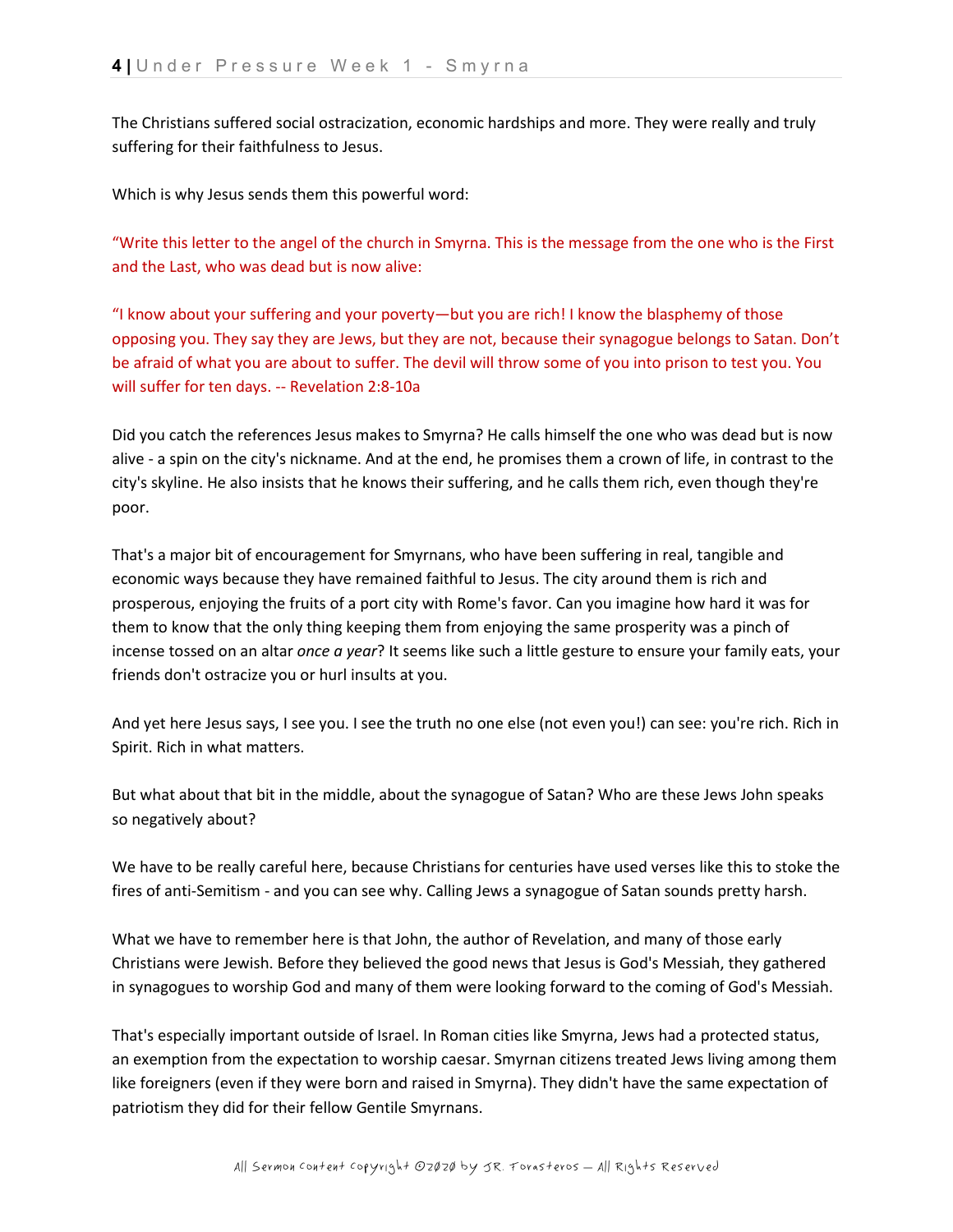The Christians suffered social ostracization, economic hardships and more. They were really and truly suffering for their faithfulness to Jesus.

Which is why Jesus sends them this powerful word:

"Write this letter to the angel of the church in Smyrna. This is the message from the one who is the First and the Last, who was dead but is now alive:

"I know about your suffering and your poverty—but you are rich! I know the blasphemy of those opposing you. They say they are Jews, but they are not, because their synagogue belongs to Satan. Don't be afraid of what you are about to suffer. The devil will throw some of you into prison to test you. You will suffer for ten days. -- Revelation 2:8-10a

Did you catch the references Jesus makes to Smyrna? He calls himself the one who was dead but is now alive - a spin on the city's nickname. And at the end, he promises them a crown of life, in contrast to the city's skyline. He also insists that he knows their suffering, and he calls them rich, even though they're poor.

That's a major bit of encouragement for Smyrnans, who have been suffering in real, tangible and economic ways because they have remained faithful to Jesus. The city around them is rich and prosperous, enjoying the fruits of a port city with Rome's favor. Can you imagine how hard it was for them to know that the only thing keeping them from enjoying the same prosperity was a pinch of incense tossed on an altar *once a year*? It seems like such a little gesture to ensure your family eats, your friends don't ostracize you or hurl insults at you.

And yet here Jesus says, I see you. I see the truth no one else (not even you!) can see: you're rich. Rich in Spirit. Rich in what matters.

But what about that bit in the middle, about the synagogue of Satan? Who are these Jews John speaks so negatively about?

We have to be really careful here, because Christians for centuries have used verses like this to stoke the fires of anti-Semitism - and you can see why. Calling Jews a synagogue of Satan sounds pretty harsh.

What we have to remember here is that John, the author of Revelation, and many of those early Christians were Jewish. Before they believed the good news that Jesus is God's Messiah, they gathered in synagogues to worship God and many of them were looking forward to the coming of God's Messiah.

That's especially important outside of Israel. In Roman cities like Smyrna, Jews had a protected status, an exemption from the expectation to worship caesar. Smyrnan citizens treated Jews living among them like foreigners (even if they were born and raised in Smyrna). They didn't have the same expectation of patriotism they did for their fellow Gentile Smyrnans.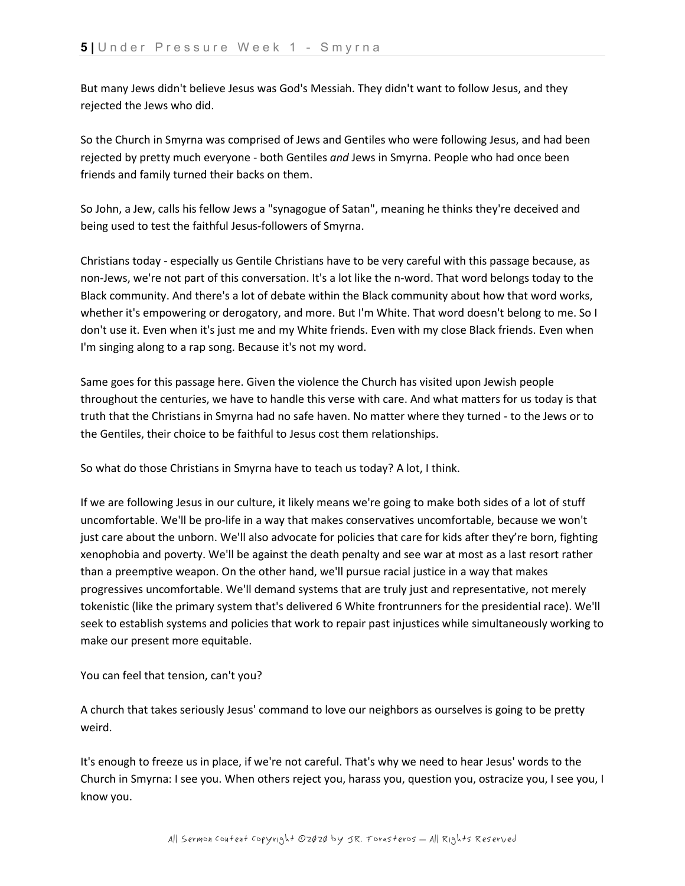But many Jews didn't believe Jesus was God's Messiah. They didn't want to follow Jesus, and they rejected the Jews who did.

So the Church in Smyrna was comprised of Jews and Gentiles who were following Jesus, and had been rejected by pretty much everyone - both Gentiles *and* Jews in Smyrna. People who had once been friends and family turned their backs on them.

So John, a Jew, calls his fellow Jews a "synagogue of Satan", meaning he thinks they're deceived and being used to test the faithful Jesus-followers of Smyrna.

Christians today - especially us Gentile Christians have to be very careful with this passage because, as non-Jews, we're not part of this conversation. It's a lot like the n-word. That word belongs today to the Black community. And there's a lot of debate within the Black community about how that word works, whether it's empowering or derogatory, and more. But I'm White. That word doesn't belong to me. So I don't use it. Even when it's just me and my White friends. Even with my close Black friends. Even when I'm singing along to a rap song. Because it's not my word.

Same goes for this passage here. Given the violence the Church has visited upon Jewish people throughout the centuries, we have to handle this verse with care. And what matters for us today is that truth that the Christians in Smyrna had no safe haven. No matter where they turned - to the Jews or to the Gentiles, their choice to be faithful to Jesus cost them relationships.

So what do those Christians in Smyrna have to teach us today? A lot, I think.

If we are following Jesus in our culture, it likely means we're going to make both sides of a lot of stuff uncomfortable. We'll be pro-life in a way that makes conservatives uncomfortable, because we won't just care about the unborn. We'll also advocate for policies that care for kids after they're born, fighting xenophobia and poverty. We'll be against the death penalty and see war at most as a last resort rather than a preemptive weapon. On the other hand, we'll pursue racial justice in a way that makes progressives uncomfortable. We'll demand systems that are truly just and representative, not merely tokenistic (like the primary system that's delivered 6 White frontrunners for the presidential race). We'll seek to establish systems and policies that work to repair past injustices while simultaneously working to make our present more equitable.

You can feel that tension, can't you?

A church that takes seriously Jesus' command to love our neighbors as ourselves is going to be pretty weird.

It's enough to freeze us in place, if we're not careful. That's why we need to hear Jesus' words to the Church in Smyrna: I see you. When others reject you, harass you, question you, ostracize you, I see you, I know you.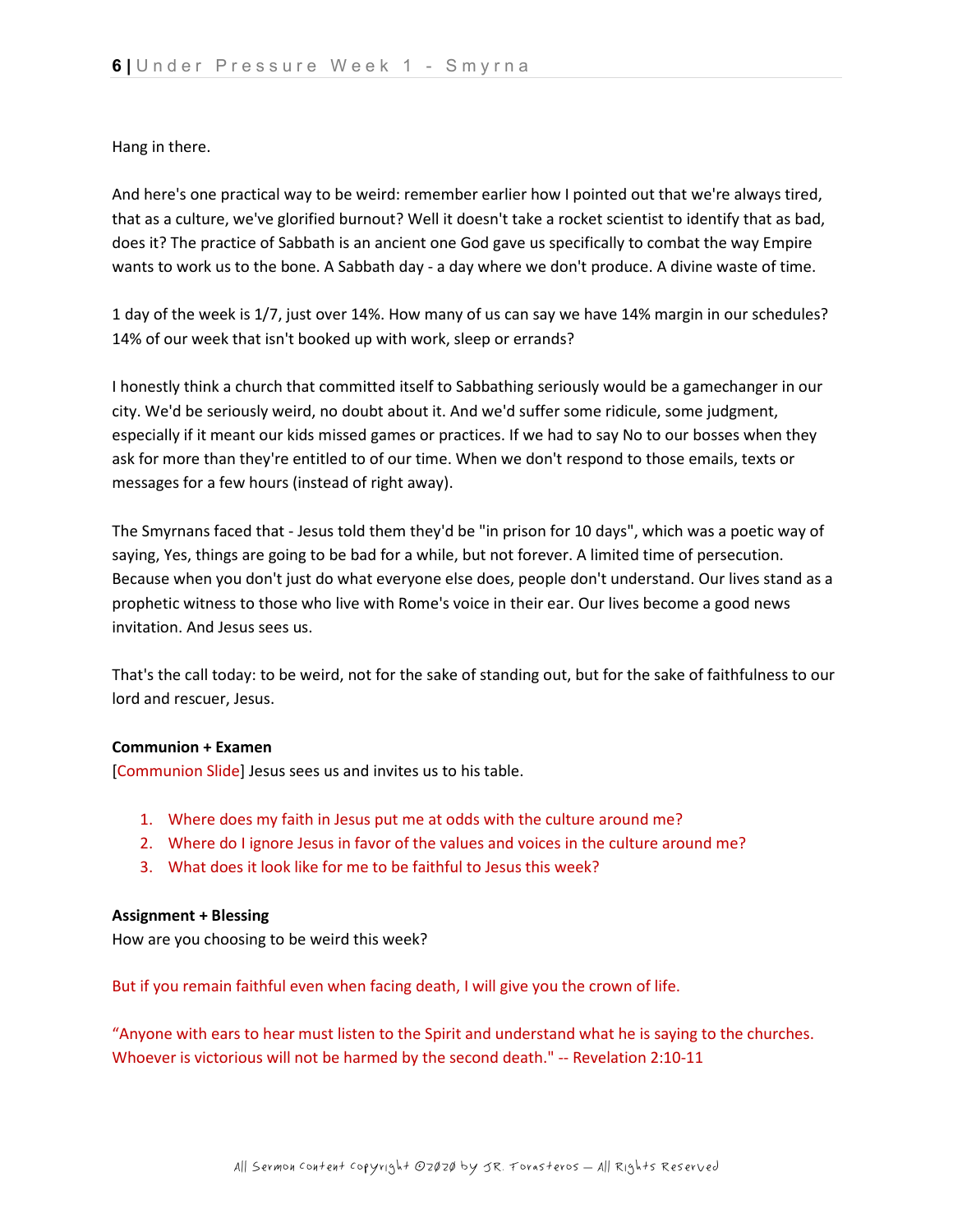Hang in there.

And here's one practical way to be weird: remember earlier how I pointed out that we're always tired, that as a culture, we've glorified burnout? Well it doesn't take a rocket scientist to identify that as bad, does it? The practice of Sabbath is an ancient one God gave us specifically to combat the way Empire wants to work us to the bone. A Sabbath day - a day where we don't produce. A divine waste of time.

1 day of the week is 1/7, just over 14%. How many of us can say we have 14% margin in our schedules? 14% of our week that isn't booked up with work, sleep or errands?

I honestly think a church that committed itself to Sabbathing seriously would be a gamechanger in our city. We'd be seriously weird, no doubt about it. And we'd suffer some ridicule, some judgment, especially if it meant our kids missed games or practices. If we had to say No to our bosses when they ask for more than they're entitled to of our time. When we don't respond to those emails, texts or messages for a few hours (instead of right away).

The Smyrnans faced that - Jesus told them they'd be "in prison for 10 days", which was a poetic way of saying, Yes, things are going to be bad for a while, but not forever. A limited time of persecution. Because when you don't just do what everyone else does, people don't understand. Our lives stand as a prophetic witness to those who live with Rome's voice in their ear. Our lives become a good news invitation. And Jesus sees us.

That's the call today: to be weird, not for the sake of standing out, but for the sake of faithfulness to our lord and rescuer, Jesus.

**Communion + Examen**
[Communion Slide] Jesus sees us and invites us to his table.

1. Where does my faith in Jesus put me at odds with the culture around me?
2. Where do I ignore Jesus in favor of the values and voices in the culture around me?
3. What does it look like for me to be faithful to Jesus this week?

**Assignment + Blessing**
How are you choosing to be weird this week?

But if you remain faithful even when facing death, I will give you the crown of life.

"Anyone with ears to hear must listen to the Spirit and understand what he is saying to the churches. Whoever is victorious will not be harmed by the second death." -- Revelation 2:10-11

All Sermon Content Copyright ©2020 by JR. Forasteros – All Rights Reserved